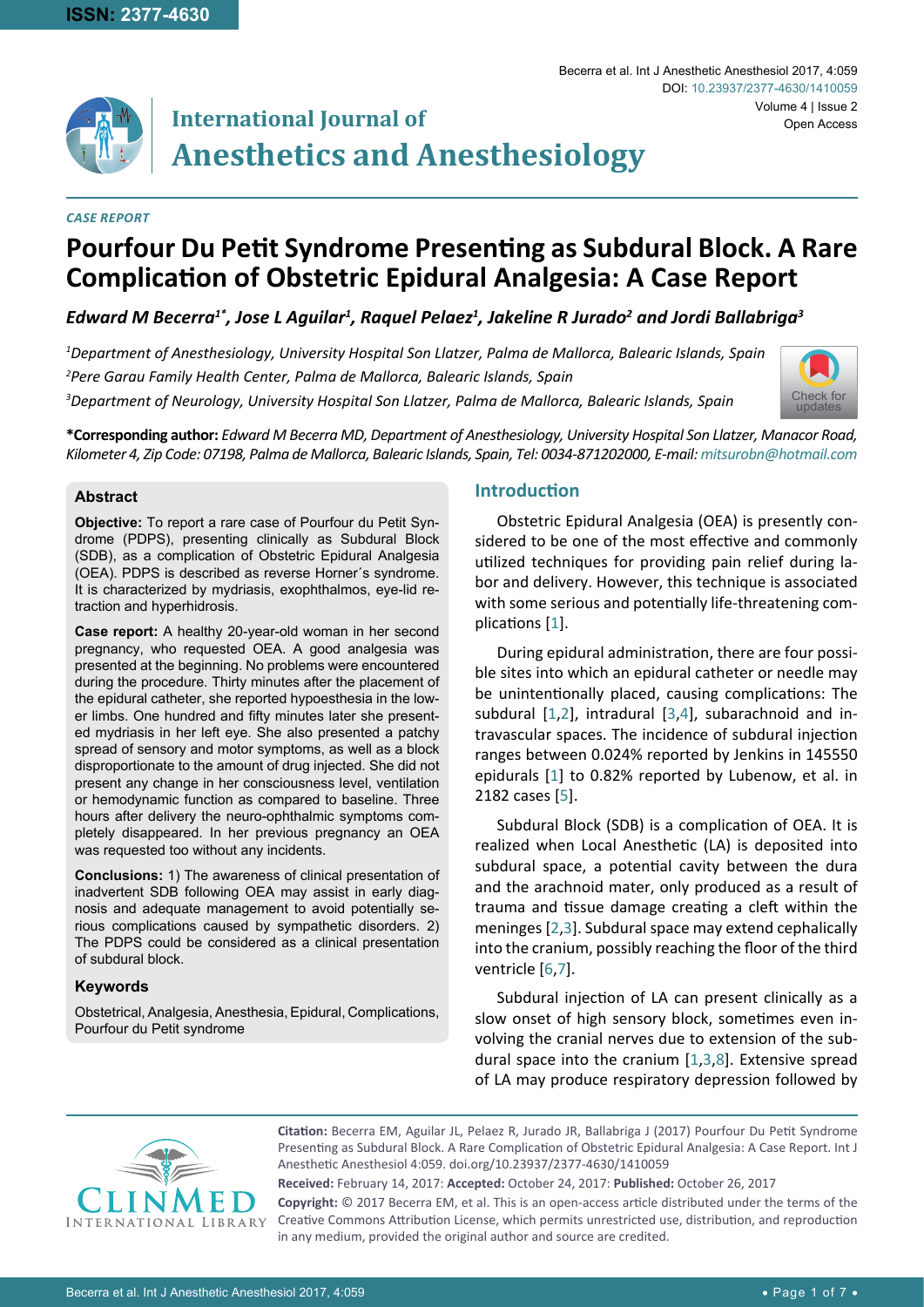CASE REPORT

# Pourfour Du Petit Syndrome Presenting as Subdural Block. A Rare Complication of Obstetric Epidural Analgesia: A Case Report

*Edward M Becerra[1*], Jose L Aguilar[1], Raquel Pelaez[1], Jakeline R Jurado[2] and Jordi Ballabriga[3]*

[1]*Department of Anesthesiology, University Hospital Son Llatzer, Palma de Mallorca, Balearic Islands, Spain*

[2]*Pere Garau Family Health Center, Palma de Mallorca, Balearic Islands, Spain*

[3]*Department of Neurology, University Hospital Son Llatzer, Palma de Mallorca, Balearic Islands, Spain*

**\*Corresponding author:** *Edward M Becerra MD, Department of Anesthesiology, University Hospital Son Llatzer, Manacor Road, Kilometer 4, Zip Code: 07198, Palma de Mallorca, Balearic Islands, Spain, Tel: 0034-871202000, E-mail: mitsurobn@hotmail.com*

### Abstract

**Objective:** To report a rare case of Pourfour du Petit Syndrome (PDPS), presenting clinically as Subdural Block (SDB), as a complication of Obstetric Epidural Analgesia (OEA). PDPS is described as reverse Horner´s syndrome. It is characterized by mydriasis, exophthalmos, eye-lid retraction and hyperhidrosis.

**Case report:** A healthy 20-year-old woman in her second pregnancy, who requested OEA. A good analgesia was presented at the beginning. No problems were encountered during the procedure. Thirty minutes after the placement of the epidural catheter, she reported hypoesthesia in the lower limbs. One hundred and fifty minutes later she presented mydriasis in her left eye. She also presented a patchy spread of sensory and motor symptoms, as well as a block disproportionate to the amount of drug injected. She did not present any change in her consciousness level, ventilation or hemodynamic function as compared to baseline. Three hours after delivery the neuro-ophthalmic symptoms completely disappeared. In her previous pregnancy an OEA was requested too without any incidents.

**Conclusions:** 1) The awareness of clinical presentation of inadvertent SDB following OEA may assist in early diagnosis and adequate management to avoid potentially serious complications caused by sympathetic disorders. 2) The PDPS could be considered as a clinical presentation of subdural block.

### Keywords

Obstetrical, Analgesia, Anesthesia, Epidural, Complications, Pourfour du Petit syndrome

## Introduction

Obstetric Epidural Analgesia (OEA) is presently considered to be one of the most effective and commonly utilized techniques for providing pain relief during labor and delivery. However, this technique is associated with some serious and potentially life-threatening complications [1].

During epidural administration, there are four possible sites into which an epidural catheter or needle may be unintentionally placed, causing complications: The subdural [1,2], intradural [3,4], subarachnoid and intravascular spaces. The incidence of subdural injection ranges between 0.024% reported by Jenkins in 145550 epidurals [1] to 0.82% reported by Lubenow, et al. in 2182 cases [5].

Subdural Block (SDB) is a complication of OEA. It is realized when Local Anesthetic (LA) is deposited into subdural space, a potential cavity between the dura and the arachnoid mater, only produced as a result of trauma and tissue damage creating a cleft within the meninges [2,3]. Subdural space may extend cephalically into the cranium, possibly reaching the floor of the third ventricle [6,7].

Subdural injection of LA can present clinically as a slow onset of high sensory block, sometimes even involving the cranial nerves due to extension of the subdural space into the cranium [1,3,8]. Extensive spread of LA may produce respiratory depression followed by

**Citation:** Becerra EM, Aguilar JL, Pelaez R, Jurado JR, Ballabriga J (2017) Pourfour Du Petit Syndrome Presenting as Subdural Block. A Rare Complication of Obstetric Epidural Analgesia: A Case Report. Int J Anesthetic Anesthesiol 4:059. doi.org/10.23937/2377-4630/1410059

**Received:** February 14, 2017: **Accepted:** October 24, 2017: **Published:** October 26, 2017

**Copyright:** © 2017 Becerra EM, et al. This is an open-access article distributed under the terms of the Creative Commons Attribution License, which permits unrestricted use, distribution, and reproduction in any medium, provided the original author and source are credited.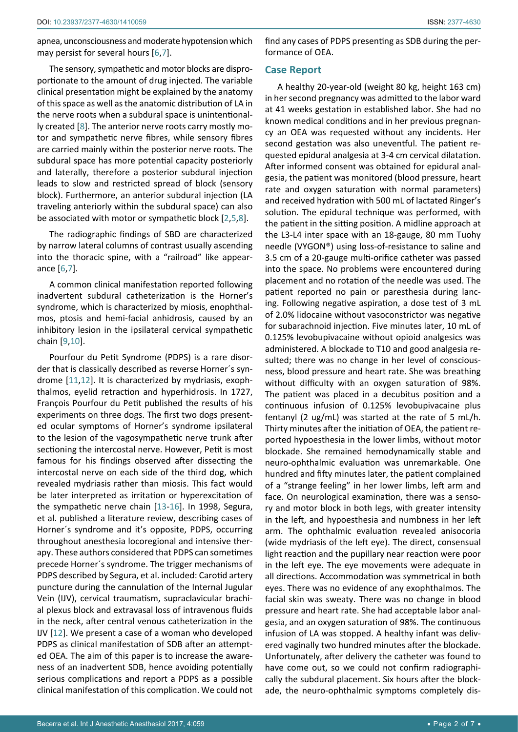apnea, unconsciousness and moderate hypotension which may persist for several hours [6,7].

The sensory, sympathetic and motor blocks are disproportionate to the amount of drug injected. The variable clinical presentation might be explained by the anatomy of this space as well as the anatomic distribution of LA in the nerve roots when a subdural space is unintentionally created [8]. The anterior nerve roots carry mostly motor and sympathetic nerve fibres, while sensory fibres are carried mainly within the posterior nerve roots. The subdural space has more potential capacity posteriorly and laterally, therefore a posterior subdural injection leads to slow and restricted spread of block (sensory block). Furthermore, an anterior subdural injection (LA traveling anteriorly within the subdural space) can also be associated with motor or sympathetic block [2,5,8].

The radiographic findings of SBD are characterized by narrow lateral columns of contrast usually ascending into the thoracic spine, with a "railroad" like appearance [6,7].

A common clinical manifestation reported following inadvertent subdural catheterization is the Horner's syndrome, which is characterized by miosis, enophthalmos, ptosis and hemi-facial anhidrosis, caused by an inhibitory lesion in the ipsilateral cervical sympathetic chain [9,10].

Pourfour du Petit Syndrome (PDPS) is a rare disorder that is classically described as reverse Horner´s syndrome [11,12]. It is characterized by mydriasis, exophthalmos, eyelid retraction and hyperhidrosis. In 1727, François Pourfour du Petit published the results of his experiments on three dogs. The first two dogs presented ocular symptoms of Horner's syndrome ipsilateral to the lesion of the vagosympathetic nerve trunk after sectioning the intercostal nerve. However, Petit is most famous for his findings observed after dissecting the intercostal nerve on each side of the third dog, which revealed mydriasis rather than miosis. This fact would be later interpreted as irritation or hyperexcitation of the sympathetic nerve chain [13-16]. In 1998, Segura, et al. published a literature review, describing cases of Horner´s syndrome and it's opposite, PDPS, occurring throughout anesthesia locoregional and intensive therapy. These authors considered that PDPS can sometimes precede Horner´s syndrome. The trigger mechanisms of PDPS described by Segura, et al. included: Carotid artery puncture during the cannulation of the Internal Jugular Vein (IJV), cervical traumatism, supraclavicular brachial plexus block and extravasal loss of intravenous fluids in the neck, after central venous catheterization in the IJV [12]. We present a case of a woman who developed PDPS as clinical manifestation of SDB after an attempted OEA. The aim of this paper is to increase the awareness of an inadvertent SDB, hence avoiding potentially serious complications and report a PDPS as a possible clinical manifestation of this complication. We could not find any cases of PDPS presenting as SDB during the performance of OEA.

## Case Report

A healthy 20-year-old (weight 80 kg, height 163 cm) in her second pregnancy was admitted to the labor ward at 41 weeks gestation in established labor. She had no known medical conditions and in her previous pregnancy an OEA was requested without any incidents. Her second gestation was also uneventful. The patient requested epidural analgesia at 3-4 cm cervical dilatation. After informed consent was obtained for epidural analgesia, the patient was monitored (blood pressure, heart rate and oxygen saturation with normal parameters) and received hydration with 500 mL of lactated Ringer's solution. The epidural technique was performed, with the patient in the sitting position. A midline approach at the L3-L4 inter space with an 18-gauge, 80 mm Tuohy needle (VYGON®) using loss-of-resistance to saline and 3.5 cm of a 20-gauge multi-orifice catheter was passed into the space. No problems were encountered during placement and no rotation of the needle was used. The patient reported no pain or paresthesia during lancing. Following negative aspiration, a dose test of 3 mL of 2.0% lidocaine without vasoconstrictor was negative for subarachnoid injection. Five minutes later, 10 mL of 0.125% levobupivacaine without opioid analgesics was administered. A blockade to T10 and good analgesia resulted; there was no change in her level of consciousness, blood pressure and heart rate. She was breathing without difficulty with an oxygen saturation of 98%. The patient was placed in a decubitus position and a continuous infusion of 0.125% levobupivacaine plus fentanyl (2 ug/mL) was started at the rate of 5 mL/h. Thirty minutes after the initiation of OEA, the patient reported hypoesthesia in the lower limbs, without motor blockade. She remained hemodynamically stable and neuro-ophthalmic evaluation was unremarkable. One hundred and fifty minutes later, the patient complained of a "strange feeling" in her lower limbs, left arm and face. On neurological examination, there was a sensory and motor block in both legs, with greater intensity in the left, and hypoesthesia and numbness in her left arm. The ophthalmic evaluation revealed anisocoria (wide mydriasis of the left eye). The direct, consensual light reaction and the pupillary near reaction were poor in the left eye. The eye movements were adequate in all directions. Accommodation was symmetrical in both eyes. There was no evidence of any exophthalmos. The facial skin was sweaty. There was no change in blood pressure and heart rate. She had acceptable labor analgesia, and an oxygen saturation of 98%. The continuous infusion of LA was stopped. A healthy infant was delivered vaginally two hundred minutes after the blockade. Unfortunately, after delivery the catheter was found to have come out, so we could not confirm radiographically the subdural placement. Six hours after the blockade, the neuro-ophthalmic symptoms completely dis-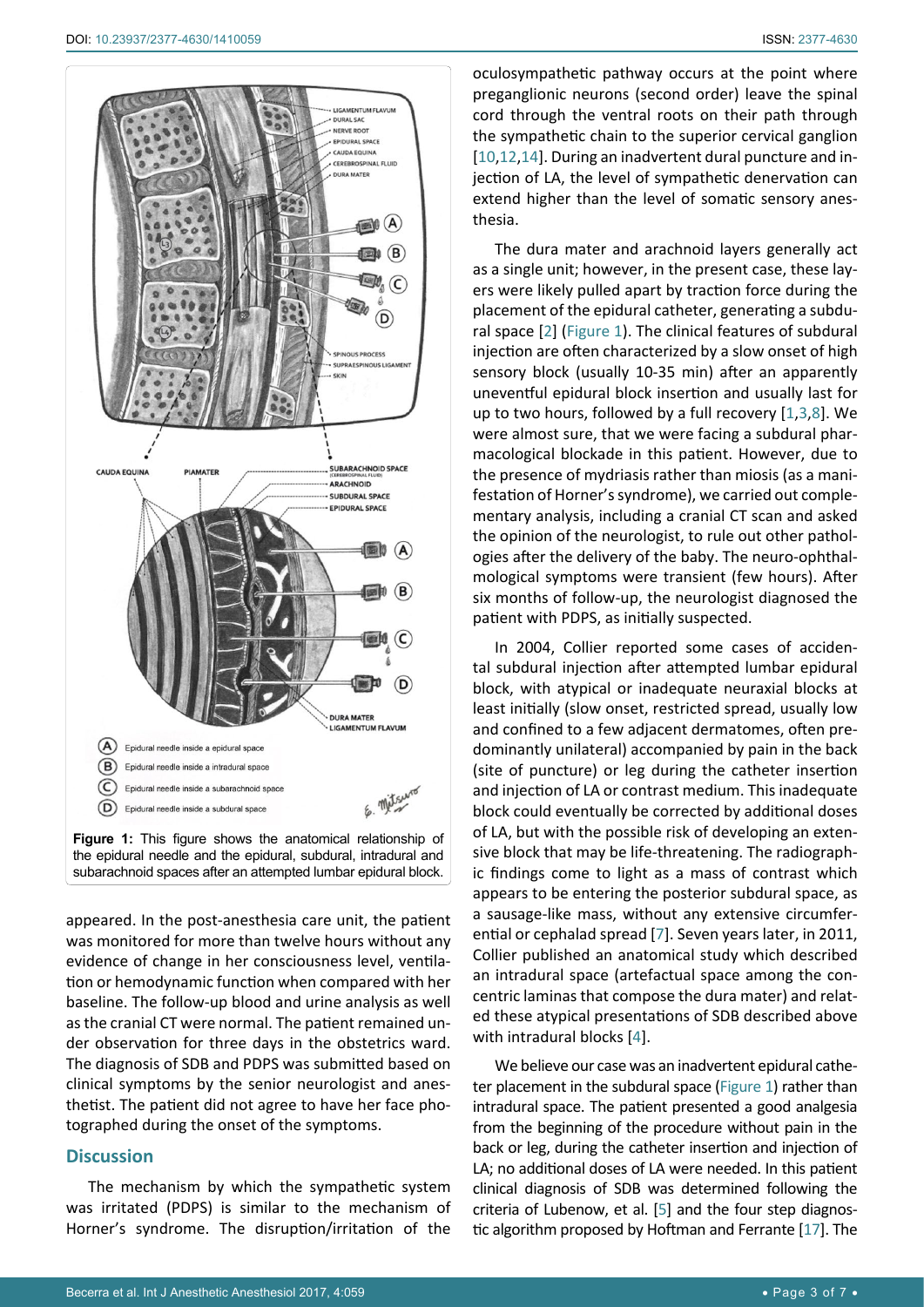**Figure 1:** This figure shows the anatomical relationship of the epidural needle and the epidural, subdural, intradural and subarachnoid spaces after an attempted lumbar epidural block.

appeared. In the post-anesthesia care unit, the patient was monitored for more than twelve hours without any evidence of change in her consciousness level, ventilation or hemodynamic function when compared with her baseline. The follow-up blood and urine analysis as well as the cranial CT were normal. The patient remained under observation for three days in the obstetrics ward. The diagnosis of SDB and PDPS was submitted based on clinical symptoms by the senior neurologist and anesthetist. The patient did not agree to have her face photographed during the onset of the symptoms.

## Discussion

The mechanism by which the sympathetic system was irritated (PDPS) is similar to the mechanism of Horner's syndrome. The disruption/irritation of the oculosympathetic pathway occurs at the point where preganglionic neurons (second order) leave the spinal cord through the ventral roots on their path through the sympathetic chain to the superior cervical ganglion [10,12,14]. During an inadvertent dural puncture and injection of LA, the level of sympathetic denervation can extend higher than the level of somatic sensory anesthesia.

The dura mater and arachnoid layers generally act as a single unit; however, in the present case, these layers were likely pulled apart by traction force during the placement of the epidural catheter, generating a subdural space [2] (Figure 1). The clinical features of subdural injection are often characterized by a slow onset of high sensory block (usually 10-35 min) after an apparently uneventful epidural block insertion and usually last for up to two hours, followed by a full recovery [1,3,8]. We were almost sure, that we were facing a subdural pharmacological blockade in this patient. However, due to the presence of mydriasis rather than miosis (as a manifestation of Horner's syndrome), we carried out complementary analysis, including a cranial CT scan and asked the opinion of the neurologist, to rule out other pathologies after the delivery of the baby. The neuro-ophthalmological symptoms were transient (few hours). After six months of follow-up, the neurologist diagnosed the patient with PDPS, as initially suspected.

In 2004, Collier reported some cases of accidental subdural injection after attempted lumbar epidural block, with atypical or inadequate neuraxial blocks at least initially (slow onset, restricted spread, usually low and confined to a few adjacent dermatomes, often predominantly unilateral) accompanied by pain in the back (site of puncture) or leg during the catheter insertion and injection of LA or contrast medium. This inadequate block could eventually be corrected by additional doses of LA, but with the possible risk of developing an extensive block that may be life-threatening. The radiographic findings come to light as a mass of contrast which appears to be entering the posterior subdural space, as a sausage-like mass, without any extensive circumferential or cephalad spread [7]. Seven years later, in 2011, Collier published an anatomical study which described an intradural space (artefactual space among the concentric laminas that compose the dura mater) and related these atypical presentations of SDB described above with intradural blocks [4].

We believe our case was an inadvertent epidural catheter placement in the subdural space (Figure 1) rather than intradural space. The patient presented a good analgesia from the beginning of the procedure without pain in the back or leg, during the catheter insertion and injection of LA; no additional doses of LA were needed. In this patient clinical diagnosis of SDB was determined following the criteria of Lubenow, et al. [5] and the four step diagnostic algorithm proposed by Hoftman and Ferrante [17]. The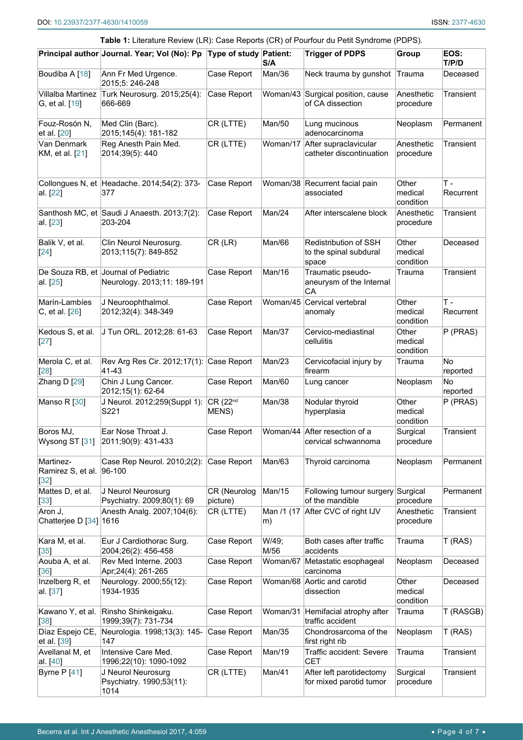**Table 1:** Literature Review (LR): Case Reports (CR) of Pourfour du Petit Syndrome (PDPS).

| Principal author | Journal. Year; Vol (No): Pp | Type of study | Patient: S/A | Trigger of PDPS | Group | EOS: T/P/D |
|---|---|---|---|---|---|---|
| Boudiba A [18] | Ann Fr Med Urgence. 2015;5: 246-248 | Case Report | Man/36 | Neck trauma by gunshot | Trauma | Deceased |
| Villalba Martinez G, et al. [19] | Turk Neurosurg. 2015;25(4): 666-669 | Case Report | Woman/43 | Surgical position, cause of CA dissection | Anesthetic procedure | Transient |
| Fouz-Rosón N, et al. [20] | Med Clin (Barc). 2015;145(4): 181-182 | CR (LTTE) | Man/50 | Lung mucinous adenocarcinoma | Neoplasm | Permanent |
| Van Denmark KM, et al. [21] | Reg Anesth Pain Med. 2014;39(5): 440 | CR (LTTE) | Woman/17 | After supraclavicular catheter discontinuation | Anesthetic procedure | Transient |
| Collongues N, et al. [22] | Headache. 2014;54(2): 373-377 | Case Report | Woman/38 | Recurrent facial pain associated | Other medical condition | T - Recurrent |
| Santhosh MC, et al. [23] | Saudi J Anaesth. 2013;7(2): 203-204 | Case Report | Man/24 | After interscalene block | Anesthetic procedure | Transient |
| Balik V, et al. [24] | Clin Neurol Neurosurg. 2013;115(7): 849-852 | CR (LR) | Man/66 | Redistribution of SSH to the spinal subdural space | Other medical condition | Deceased |
| De Souza RB, et al. [25] | Journal of Pediatric Neurology. 2013;11: 189-191 | Case Report | Man/16 | Traumatic pseudo-aneurysm of the Internal CA | Trauma | Transient |
| Marín-Lambíes C, et al. [26] | J Neuroophthalmol. 2012;32(4): 348-349 | Case Report | Woman/45 | Cervical vertebral anomaly | Other medical condition | T - Recurrent |
| Kedous S, et al. [27] | J Tun ORL. 2012;28: 61-63 | Case Report | Man/37 | Cervico-mediastinal cellulitis | Other medical condition | P (PRAS) |
| Merola C, et al. [28] | Rev Arg Res Cir. 2012;17(1): 41-43 | Case Report | Man/23 | Cervicofacial injury by firearm | Trauma | No reported |
| Zhang D [29] | Chin J Lung Cancer. 2012;15(1): 62-64 | Case Report | Man/60 | Lung cancer | Neoplasm | No reported |
| Manso R [30] | J Neurol. 2012;259(Suppl 1): S221 | CR (22nd MENS) | Man/38 | Nodular thyroid hyperplasia | Other medical condition | P (PRAS) |
| Boros MJ, Wysong ST [31] | Ear Nose Throat J. 2011;90(9): 431-433 | Case Report | Woman/44 | After resection of a cervical schwannoma | Surgical procedure | Transient |
| Martinez-Ramirez S, et al. [32] | Case Rep Neurol. 2010;2(2): 96-100 | Case Report | Man/63 | Thyroid carcinoma | Neoplasm | Permanent |
| Mattes D, et al. [33] | J Neurol Neurosurg Psychiatry. 2009;80(1): 69 | CR (Neurolog picture) | Man/15 | Following tumour surgery of the mandible | Surgical procedure | Permanent |
| Aron J, Chatterjee D [34] | Anesth Analg. 2007;104(6): 1616 | CR (LTTE) | Man /1 (17 m) | After CVC of right IJV | Anesthetic procedure | Transient |
| Kara M, et al. [35] | Eur J Cardiothorac Surg. 2004;26(2): 456-458 | Case Report | W/49; M/56 | Both cases after traffic accidents | Trauma | T (RAS) |
| Aouba A, et al. [36] | Rev Med Interne. 2003 Apr;24(4): 261-265 | Case Report | Woman/67 | Metastatic esophageal carcinoma | Neoplasm | Deceased |
| Inzelberg R, et al. [37] | Neurology. 2000;55(12): 1934-1935 | Case Report | Woman/68 | Aortic and carotid dissection | Other medical condition | Deceased |
| Kawano Y, et al. [38] | Rinsho Shinkeigaku. 1999;39(7): 731-734 | Case Report | Woman/31 | Hemifacial atrophy after traffic accident | Trauma | T (RASGB) |
| Díaz Espejo CE, et al. [39] | Neurologia. 1998;13(3): 145-147 | Case Report | Man/35 | Chondrosarcoma of the first right rib | Neoplasm | T (RAS) |
| Avellanal M, et al. [40] | Intensive Care Med. 1996;22(10): 1090-1092 | Case Report | Man/19 | Traffic accident: Severe CET | Trauma | Transient |
| Byrne P [41] | J Neurol Neurosurg Psychiatry. 1990;53(11): 1014 | CR (LTTE) | Man/41 | After left parotidectomy for mixed parotid tumor | Surgical procedure | Transient |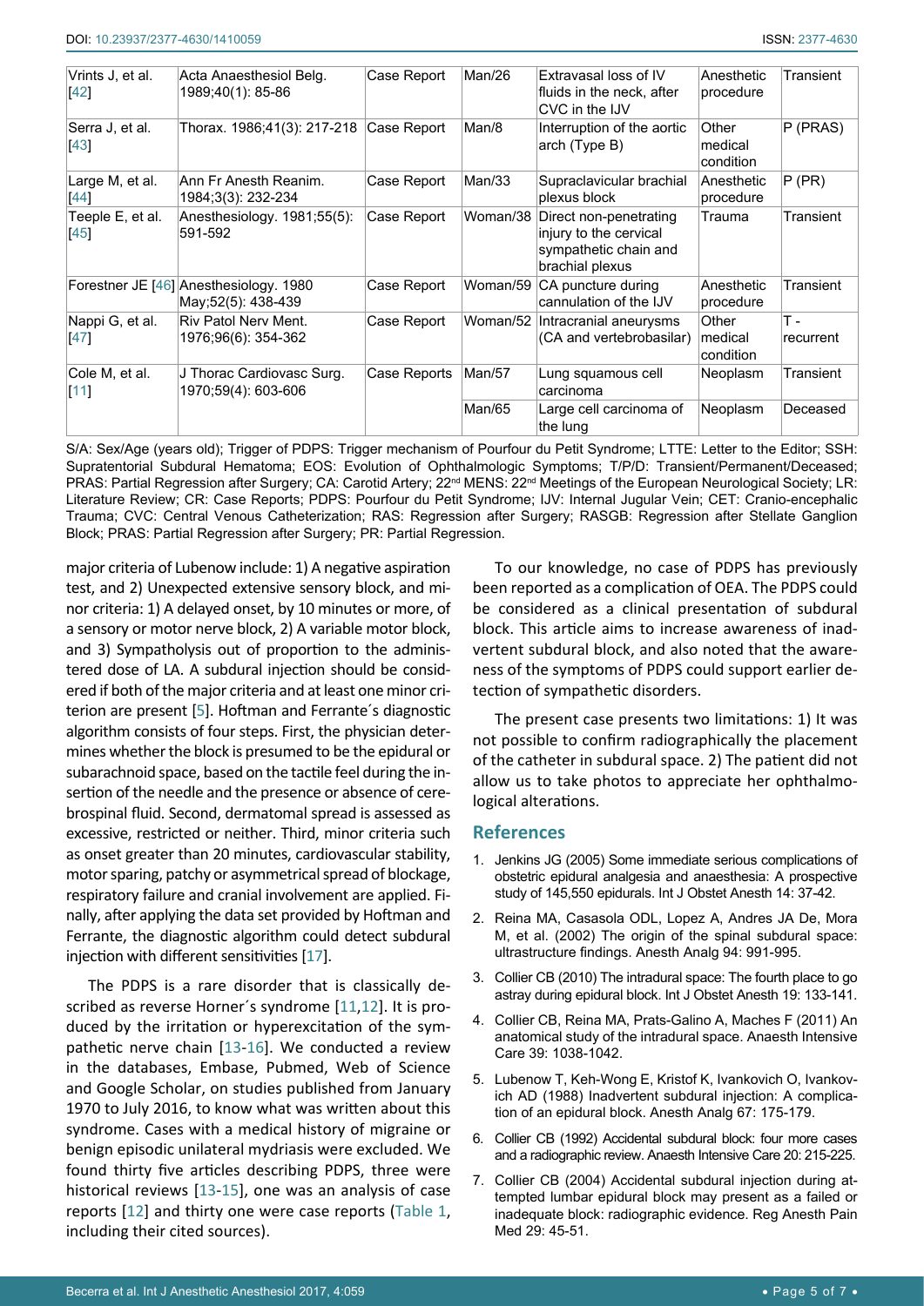| Vrints J, et al. [42] | Acta Anaesthesiol Belg. 1989;40(1): 85-86 | Case Report | Man/26 | Extravasal loss of IV fluids in the neck, after CVC in the IJV | Anesthetic procedure | Transient |
|---|---|---|---|---|---|---|
| Serra J, et al. [43] | Thorax. 1986;41(3): 217-218 | Case Report | Man/8 | Interruption of the aortic arch (Type B) | Other medical condition | P (PRAS) |
| Large M, et al. [44] | Ann Fr Anesth Reanim. 1984;3(3): 232-234 | Case Report | Man/33 | Supraclavicular brachial plexus block | Anesthetic procedure | P (PR) |
| Teeple E, et al. [45] | Anesthesiology. 1981;55(5): 591-592 | Case Report | Woman/38 | Direct non-penetrating injury to the cervical sympathetic chain and brachial plexus | Trauma | Transient |
| Forestner JE [46] | Anesthesiology. 1980 May;52(5): 438-439 | Case Report | Woman/59 | CA puncture during cannulation of the IJV | Anesthetic procedure | Transient |
| Nappi G, et al. [47] | Riv Patol Nerv Ment. 1976;96(6): 354-362 | Case Report | Woman/52 | Intracranial aneurysms (CA and vertebrobasilar) | Other medical condition | T - recurrent |
| Cole M, et al. [11] | J Thorac Cardiovasc Surg. 1970;59(4): 603-606 | Case Reports | Man/57 | Lung squamous cell carcinoma | Neoplasm | Transient |
| | | | Man/65 | Large cell carcinoma of the lung | Neoplasm | Deceased |

S/A: Sex/Age (years old); Trigger of PDPS: Trigger mechanism of Pourfour du Petit Syndrome; LTTE: Letter to the Editor; SSH: Supratentorial Subdural Hematoma; EOS: Evolution of Ophthalmologic Symptoms; T/P/D: Transient/Permanent/Deceased; PRAS: Partial Regression after Surgery; CA: Carotid Artery; 22nd MENS: 22nd Meetings of the European Neurological Society; LR: Literature Review; CR: Case Reports; PDPS: Pourfour du Petit Syndrome; IJV: Internal Jugular Vein; CET: Cranio-encephalic Trauma; CVC: Central Venous Catheterization; RAS: Regression after Surgery; RASGB: Regression after Stellate Ganglion Block; PRAS: Partial Regression after Surgery; PR: Partial Regression.

major criteria of Lubenow include: 1) A negative aspiration test, and 2) Unexpected extensive sensory block, and minor criteria: 1) A delayed onset, by 10 minutes or more, of a sensory or motor nerve block, 2) A variable motor block, and 3) Sympatholysis out of proportion to the administered dose of LA. A subdural injection should be considered if both of the major criteria and at least one minor criterion are present [5]. Hoftman and Ferrante´s diagnostic algorithm consists of four steps. First, the physician determines whether the block is presumed to be the epidural or subarachnoid space, based on the tactile feel during the insertion of the needle and the presence or absence of cerebrospinal fluid. Second, dermatomal spread is assessed as excessive, restricted or neither. Third, minor criteria such as onset greater than 20 minutes, cardiovascular stability, motor sparing, patchy or asymmetrical spread of blockage, respiratory failure and cranial involvement are applied. Finally, after applying the data set provided by Hoftman and Ferrante, the diagnostic algorithm could detect subdural injection with different sensitivities [17].

The PDPS is a rare disorder that is classically described as reverse Horner´s syndrome [11,12]. It is produced by the irritation or hyperexcitation of the sympathetic nerve chain [13-16]. We conducted a review in the databases, Embase, Pubmed, Web of Science and Google Scholar, on studies published from January 1970 to July 2016, to know what was written about this syndrome. Cases with a medical history of migraine or benign episodic unilateral mydriasis were excluded. We found thirty five articles describing PDPS, three were historical reviews [13-15], one was an analysis of case reports [12] and thirty one were case reports (Table 1, including their cited sources).

To our knowledge, no case of PDPS has previously been reported as a complication of OEA. The PDPS could be considered as a clinical presentation of subdural block. This article aims to increase awareness of inadvertent subdural block, and also noted that the awareness of the symptoms of PDPS could support earlier detection of sympathetic disorders.

The present case presents two limitations: 1) It was not possible to confirm radiographically the placement of the catheter in subdural space. 2) The patient did not allow us to take photos to appreciate her ophthalmological alterations.

## References

1. Jenkins JG (2005) Some immediate serious complications of obstetric epidural analgesia and anaesthesia: A prospective study of 145,550 epidurals. Int J Obstet Anesth 14: 37-42.
2. Reina MA, Casasola ODL, Lopez A, Andres JA De, Mora M, et al. (2002) The origin of the spinal subdural space: ultrastructure findings. Anesth Analg 94: 991-995.
3. Collier CB (2010) The intradural space: The fourth place to go astray during epidural block. Int J Obstet Anesth 19: 133-141.
4. Collier CB, Reina MA, Prats-Galino A, Maches F (2011) An anatomical study of the intradural space. Anaesth Intensive Care 39: 1038-1042.
5. Lubenow T, Keh-Wong E, Kristof K, Ivankovich O, Ivankovich AD (1988) Inadvertent subdural injection: A complication of an epidural block. Anesth Analg 67: 175-179.
6. Collier CB (1992) Accidental subdural block: four more cases and a radiographic review. Anaesth Intensive Care 20: 215-225.
7. Collier CB (2004) Accidental subdural injection during attempted lumbar epidural block may present as a failed or inadequate block: radiographic evidence. Reg Anesth Pain Med 29: 45-51.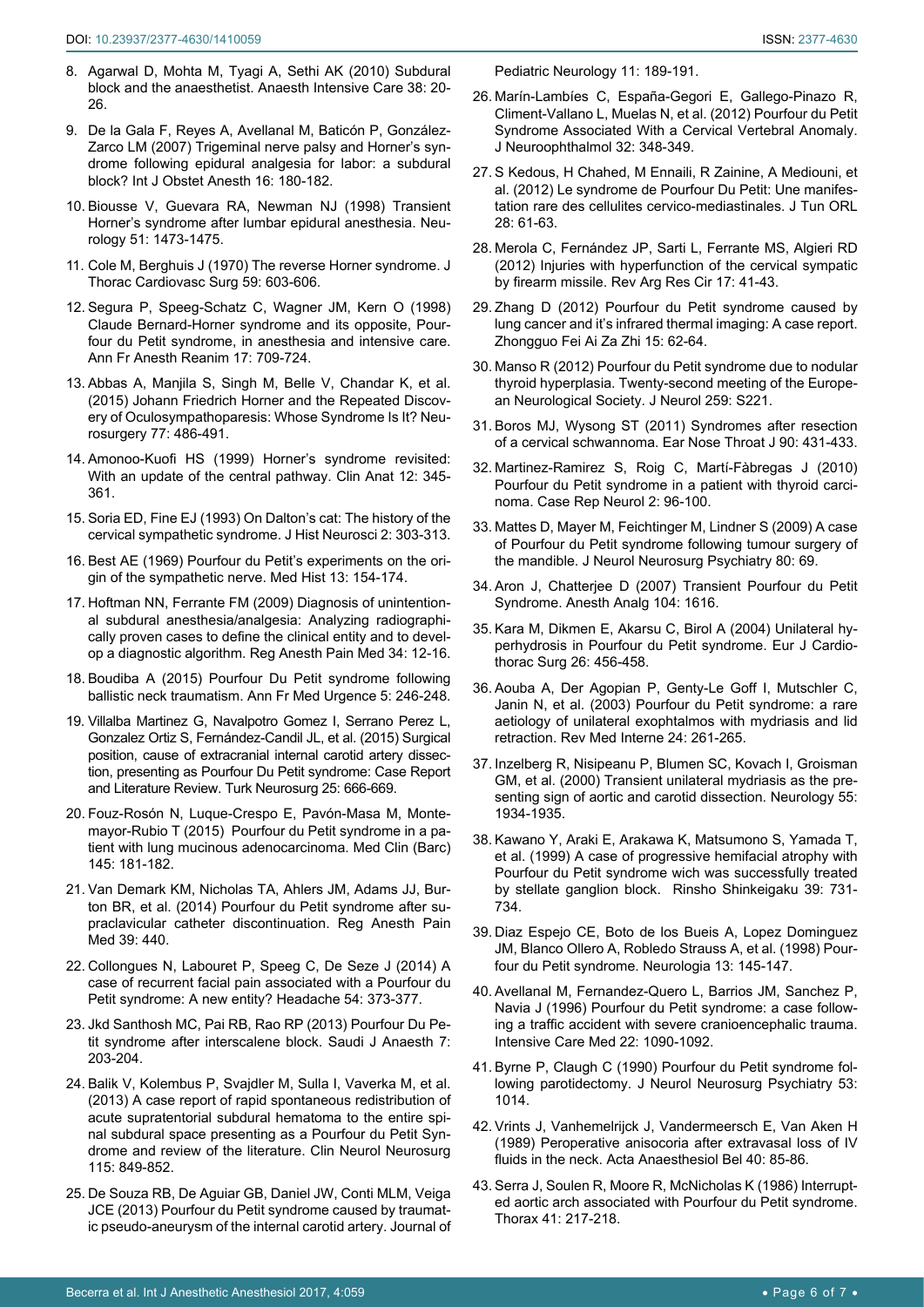8. Agarwal D, Mohta M, Tyagi A, Sethi AK (2010) Subdural block and the anaesthetist. Anaesth Intensive Care 38: 20-26.

9. De la Gala F, Reyes A, Avellanal M, Baticón P, González-Zarco LM (2007) Trigeminal nerve palsy and Horner's syndrome following epidural analgesia for labor: a subdural block? Int J Obstet Anesth 16: 180-182.

10. Biousse V, Guevara RA, Newman NJ (1998) Transient Horner's syndrome after lumbar epidural anesthesia. Neurology 51: 1473-1475.

11. Cole M, Berghuis J (1970) The reverse Horner syndrome. J Thorac Cardiovasc Surg 59: 603-606.

12. Segura P, Speeg-Schatz C, Wagner JM, Kern O (1998) Claude Bernard-Horner syndrome and its opposite, Pourfour du Petit syndrome, in anesthesia and intensive care. Ann Fr Anesth Reanim 17: 709-724.

13. Abbas A, Manjila S, Singh M, Belle V, Chandar K, et al. (2015) Johann Friedrich Horner and the Repeated Discovery of Oculosympathoparesis: Whose Syndrome Is It? Neurosurgery 77: 486-491.

14. Amonoo-Kuofi HS (1999) Horner's syndrome revisited: With an update of the central pathway. Clin Anat 12: 345-361.

15. Soria ED, Fine EJ (1993) On Dalton's cat: The history of the cervical sympathetic syndrome. J Hist Neurosci 2: 303-313.

16. Best AE (1969) Pourfour du Petit's experiments on the origin of the sympathetic nerve. Med Hist 13: 154-174.

17. Hoftman NN, Ferrante FM (2009) Diagnosis of unintentional subdural anesthesia/analgesia: Analyzing radiographically proven cases to define the clinical entity and to develop a diagnostic algorithm. Reg Anesth Pain Med 34: 12-16.

18. Boudiba A (2015) Pourfour Du Petit syndrome following ballistic neck traumatism. Ann Fr Med Urgence 5: 246-248.

19. Villalba Martinez G, Navalpotro Gomez I, Serrano Perez L, Gonzalez Ortiz S, Fernández-Candil JL, et al. (2015) Surgical position, cause of extracranial internal carotid artery dissection, presenting as Pourfour Du Petit syndrome: Case Report and Literature Review. Turk Neurosurg 25: 666-669.

20. Fouz-Rosón N, Luque-Crespo E, Pavón-Masa M, Montemayor-Rubio T (2015) Pourfour du Petit syndrome in a patient with lung mucinous adenocarcinoma. Med Clin (Barc) 145: 181-182.

21. Van Demark KM, Nicholas TA, Ahlers JM, Adams JJ, Burton BR, et al. (2014) Pourfour du Petit syndrome after supraclavicular catheter discontinuation. Reg Anesth Pain Med 39: 440.

22. Collongues N, Labouret P, Speeg C, De Seze J (2014) A case of recurrent facial pain associated with a Pourfour du Petit syndrome: A new entity? Headache 54: 373-377.

23. Jkd Santhosh MC, Pai RB, Rao RP (2013) Pourfour Du Petit syndrome after interscalene block. Saudi J Anaesth 7: 203-204.

24. Balik V, Kolembus P, Svajdler M, Sulla I, Vaverka M, et al. (2013) A case report of rapid spontaneous redistribution of acute supratentorial subdural hematoma to the entire spinal subdural space presenting as a Pourfour du Petit Syndrome and review of the literature. Clin Neurol Neurosurg 115: 849-852.

25. De Souza RB, De Aguiar GB, Daniel JW, Conti MLM, Veiga JCE (2013) Pourfour du Petit syndrome caused by traumatic pseudo-aneurysm of the internal carotid artery. Journal of Pediatric Neurology 11: 189-191.

26. Marín-Lambíes C, España-Gegori E, Gallego-Pinazo R, Climent-Vallano L, Muelas N, et al. (2012) Pourfour du Petit Syndrome Associated With a Cervical Vertebral Anomaly. J Neuroophthalmol 32: 348-349.

27. S Kedous, H Chahed, M Ennaili, R Zainine, A Mediouni, et al. (2012) Le syndrome de Pourfour Du Petit: Une manifestation rare des cellulites cervico-mediastinales. J Tun ORL 28: 61-63.

28. Merola C, Fernández JP, Sarti L, Ferrante MS, Algieri RD (2012) Injuries with hyperfunction of the cervical sympatic by firearm missile. Rev Arg Res Cir 17: 41-43.

29. Zhang D (2012) Pourfour du Petit syndrome caused by lung cancer and it's infrared thermal imaging: A case report. Zhongguo Fei Ai Za Zhi 15: 62-64.

30. Manso R (2012) Pourfour du Petit syndrome due to nodular thyroid hyperplasia. Twenty-second meeting of the European Neurological Society. J Neurol 259: S221.

31. Boros MJ, Wysong ST (2011) Syndromes after resection of a cervical schwannoma. Ear Nose Throat J 90: 431-433.

32. Martinez-Ramirez S, Roig C, Martí-Fàbregas J (2010) Pourfour du Petit syndrome in a patient with thyroid carcinoma. Case Rep Neurol 2: 96-100.

33. Mattes D, Mayer M, Feichtinger M, Lindner S (2009) A case of Pourfour du Petit syndrome following tumour surgery of the mandible. J Neurol Neurosurg Psychiatry 80: 69.

34. Aron J, Chatterjee D (2007) Transient Pourfour du Petit Syndrome. Anesth Analg 104: 1616.

35. Kara M, Dikmen E, Akarsu C, Birol A (2004) Unilateral hyperhydrosis in Pourfour du Petit syndrome. Eur J Cardiothorac Surg 26: 456-458.

36. Aouba A, Der Agopian P, Genty-Le Goff I, Mutschler C, Janin N, et al. (2003) Pourfour du Petit syndrome: a rare aetiology of unilateral exophtalmos with mydriasis and lid retraction. Rev Med Interne 24: 261-265.

37. Inzelberg R, Nisipeanu P, Blumen SC, Kovach I, Groisman GM, et al. (2000) Transient unilateral mydriasis as the presenting sign of aortic and carotid dissection. Neurology 55: 1934-1935.

38. Kawano Y, Araki E, Arakawa K, Matsumono S, Yamada T, et al. (1999) A case of progressive hemifacial atrophy with Pourfour du Petit syndrome wich was successfully treated by stellate ganglion block. Rinsho Shinkeigaku 39: 731-734.

39. Diaz Espejo CE, Boto de los Bueis A, Lopez Dominguez JM, Blanco Ollero A, Robledo Strauss A, et al. (1998) Pourfour du Petit syndrome. Neurologia 13: 145-147.

40. Avellanal M, Fernandez-Quero L, Barrios JM, Sanchez P, Navia J (1996) Pourfour du Petit syndrome: a case following a traffic accident with severe cranioencephalic trauma. Intensive Care Med 22: 1090-1092.

41. Byrne P, Claugh C (1990) Pourfour du Petit syndrome following parotidectomy. J Neurol Neurosurg Psychiatry 53: 1014.

42. Vrints J, Vanhemelrijck J, Vandermeersch E, Van Aken H (1989) Peroperative anisocoria after extravasal loss of IV fluids in the neck. Acta Anaesthesiol Bel 40: 85-86.

43. Serra J, Soulen R, Moore R, McNicholas K (1986) Interrupted aortic arch associated with Pourfour du Petit syndrome. Thorax 41: 217-218.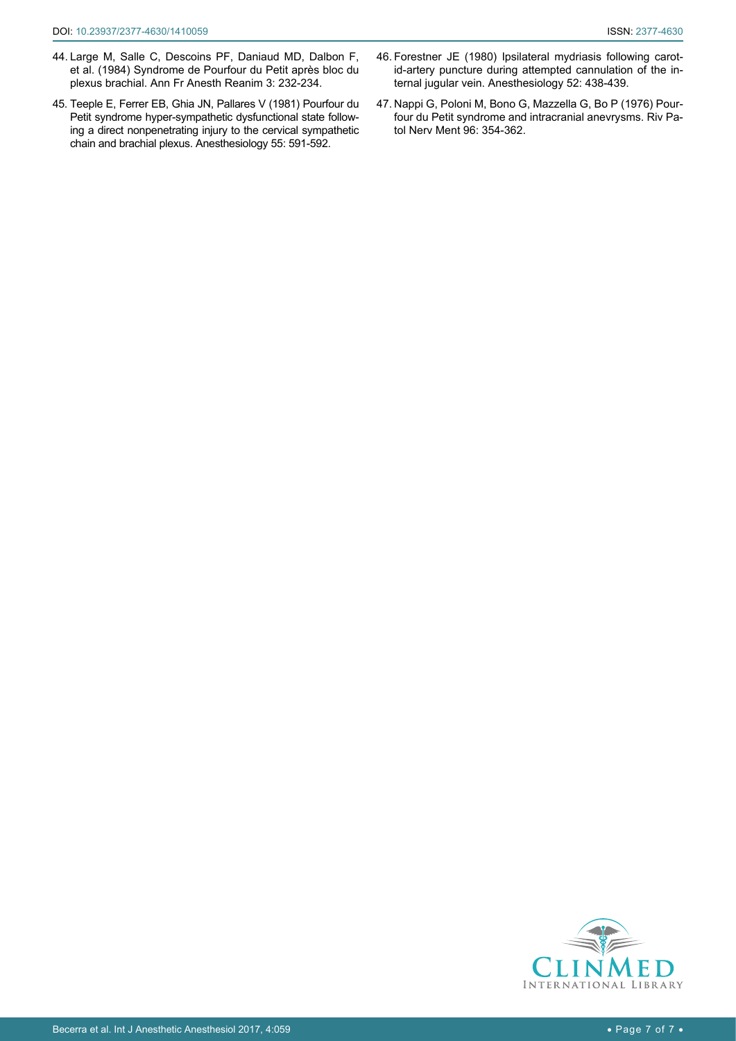44. Large M, Salle C, Descoins PF, Daniaud MD, Dalbon F, et al. (1984) Syndrome de Pourfour du Petit après bloc du plexus brachial. Ann Fr Anesth Reanim 3: 232-234.

45. Teeple E, Ferrer EB, Ghia JN, Pallares V (1981) Pourfour du Petit syndrome hyper-sympathetic dysfunctional state following a direct nonpenetrating injury to the cervical sympathetic chain and brachial plexus. Anesthesiology 55: 591-592.

46. Forestner JE (1980) Ipsilateral mydriasis following carotid-artery puncture during attempted cannulation of the internal jugular vein. Anesthesiology 52: 438-439.

47. Nappi G, Poloni M, Bono G, Mazzella G, Bo P (1976) Pourfour du Petit syndrome and intracranial anevrysms. Riv Patol Nerv Ment 96: 354-362.